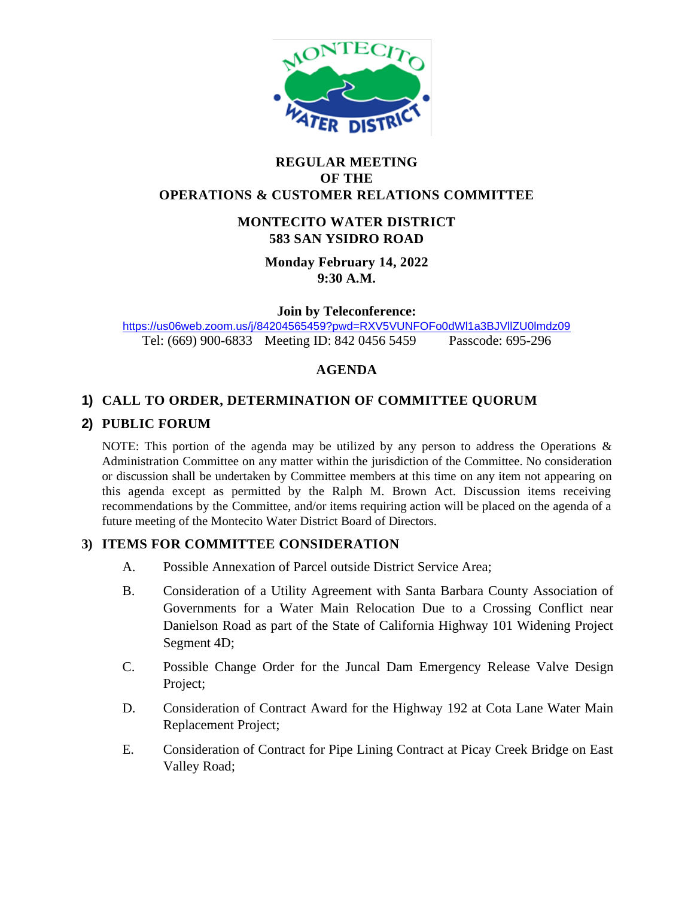# REGULAR MEETING
# OF THE
# OPERATIONS & CUSTOMER RELATIONS COMMITTEE

## MONTECITO WATER DISTRICT
## 583 SAN YSIDRO ROAD

**Monday February 14, 2022**
**9:30 A.M.**

**Join by Teleconference:**
https://us06web.zoom.us/j/84204565459?pwd=RXV5VUNFOFo0dWl1a3BJVllZU0lmdz09
Tel: (669) 900-6833 Meeting ID: 842 0456 5459 Passcode: 695-296

## AGENDA

### 1) CALL TO ORDER, DETERMINATION OF COMMITTEE QUORUM

### 2) PUBLIC FORUM

NOTE: This portion of the agenda may be utilized by any person to address the Operations & Administration Committee on any matter within the jurisdiction of the Committee. No consideration or discussion shall be undertaken by Committee members at this time on any item not appearing on this agenda except as permitted by the Ralph M. Brown Act. Discussion items receiving recommendations by the Committee, and/or items requiring action will be placed on the agenda of a future meeting of the Montecito Water District Board of Directors.

### 3) ITEMS FOR COMMITTEE CONSIDERATION

A. Possible Annexation of Parcel outside District Service Area;

B. Consideration of a Utility Agreement with Santa Barbara County Association of Governments for a Water Main Relocation Due to a Crossing Conflict near Danielson Road as part of the State of California Highway 101 Widening Project Segment 4D;

C. Possible Change Order for the Juncal Dam Emergency Release Valve Design Project;

D. Consideration of Contract Award for the Highway 192 at Cota Lane Water Main Replacement Project;

E. Consideration of Contract for Pipe Lining Contract at Picay Creek Bridge on East Valley Road;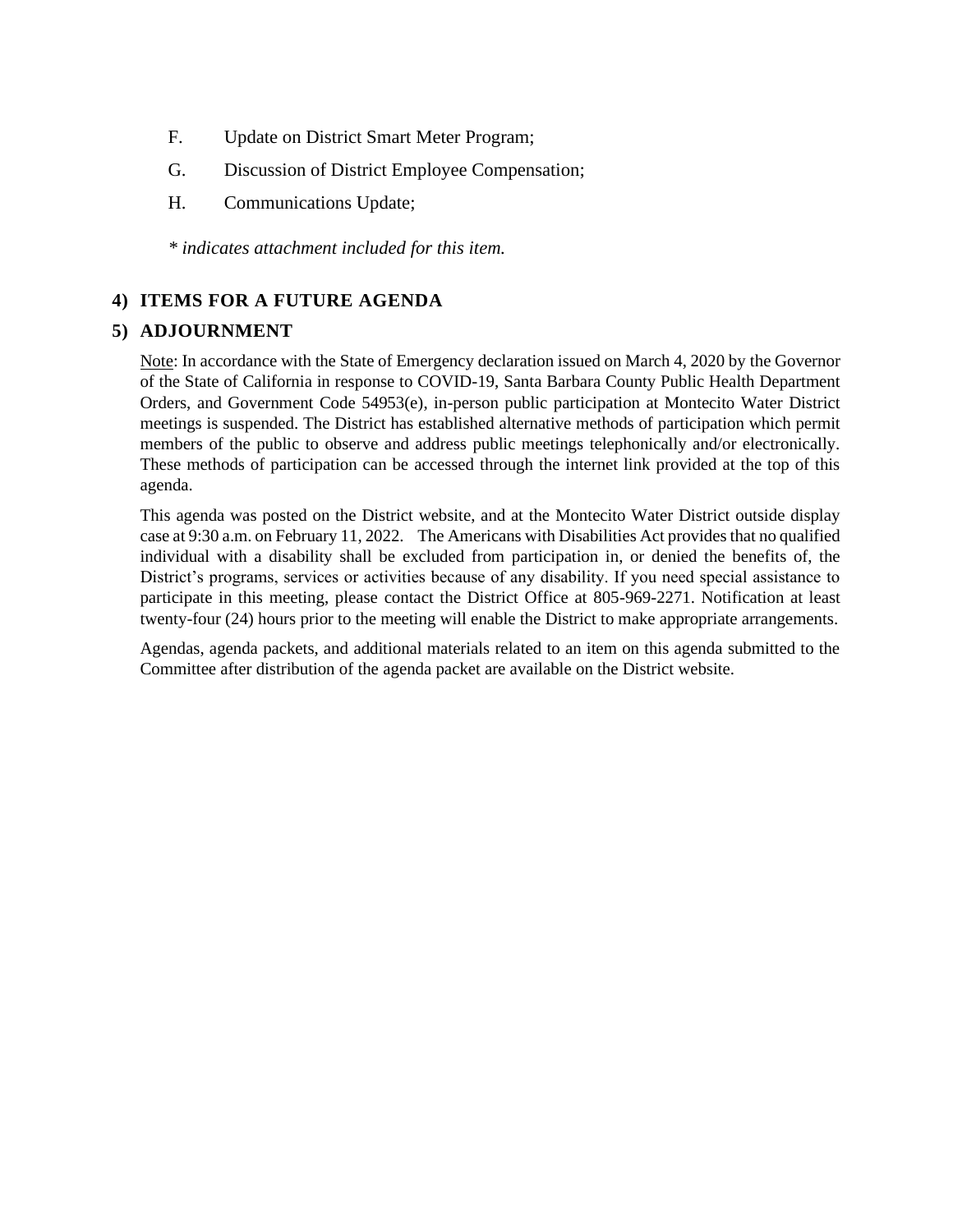F. Update on District Smart Meter Program;

G. Discussion of District Employee Compensation;

H. Communications Update;

*\* indicates attachment included for this item.*

## 4) ITEMS FOR A FUTURE AGENDA

## 5) ADJOURNMENT

Note: In accordance with the State of Emergency declaration issued on March 4, 2020 by the Governor of the State of California in response to COVID-19, Santa Barbara County Public Health Department Orders, and Government Code 54953(e), in-person public participation at Montecito Water District meetings is suspended. The District has established alternative methods of participation which permit members of the public to observe and address public meetings telephonically and/or electronically. These methods of participation can be accessed through the internet link provided at the top of this agenda.

This agenda was posted on the District website, and at the Montecito Water District outside display case at 9:30 a.m. on February 11, 2022. The Americans with Disabilities Act provides that no qualified individual with a disability shall be excluded from participation in, or denied the benefits of, the District's programs, services or activities because of any disability. If you need special assistance to participate in this meeting, please contact the District Office at 805-969-2271. Notification at least twenty-four (24) hours prior to the meeting will enable the District to make appropriate arrangements.

Agendas, agenda packets, and additional materials related to an item on this agenda submitted to the Committee after distribution of the agenda packet are available on the District website.